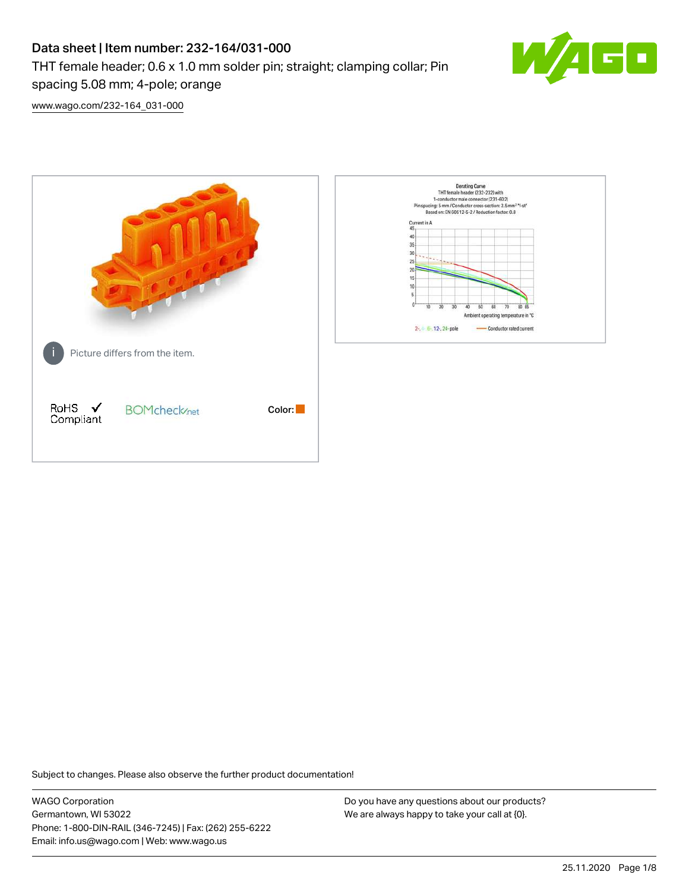# Data sheet | Item number: 232-164/031-000

THT female header; 0.6 x 1.0 mm solder pin; straight; clamping collar; Pin spacing 5.08 mm; 4-pole; orange

www.wago.com/232-164_031-000

Picture differs from the item.

RoHS Compliant

BOMcheck.net

Color:

Derating Curve
THT female header (232-232) with
1-conductor male connector (231-602)
Pin spacing: 5 mm / Conductor cross-section: 2.5mm² "f-st"
Based on: EN 60512-5-2 / Reduction factor: 0.8

Current in A

Ambient operating temperature in °C

2-, 4-, 6-, 12-, 24-pole — Conductor rated current

Subject to changes. Please also observe the further product documentation!

WAGO Corporation
Germantown, WI 53022
Phone: 1-800-DIN-RAIL (346-7245) | Fax: (262) 255-6222
Email: info.us@wago.com | Web: www.wago.us

Do you have any questions about our products?
We are always happy to take your call at {0}.

25.11.2020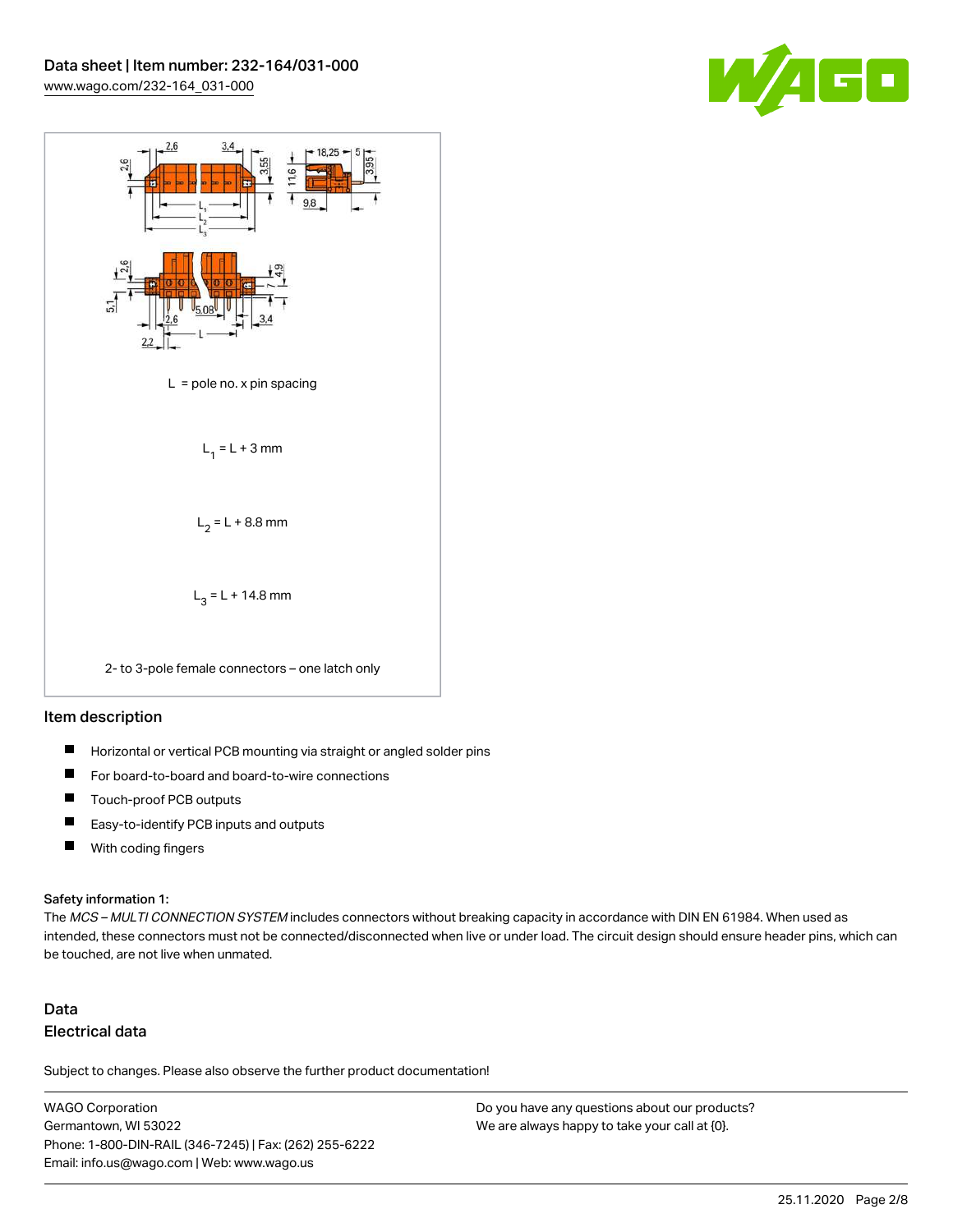L = pole no. x pin spacing

$L_1$ = L + 3 mm

$L_2$ = L + 8.8 mm

$L_3$ = L + 14.8 mm

2- to 3-pole female connectors – one latch only

## Item description

- Horizontal or vertical PCB mounting via straight or angled solder pins
- For board-to-board and board-to-wire connections
- Touch-proof PCB outputs
- Easy-to-identify PCB inputs and outputs
- With coding fingers

#### Safety information 1:

The *MCS – MULTI CONNECTION SYSTEM* includes connectors without breaking capacity in accordance with DIN EN 61984. When used as intended, these connectors must not be connected/disconnected when live or under load. The circuit design should ensure header pins, which can be touched, are not live when unmated.

## Data

### Electrical data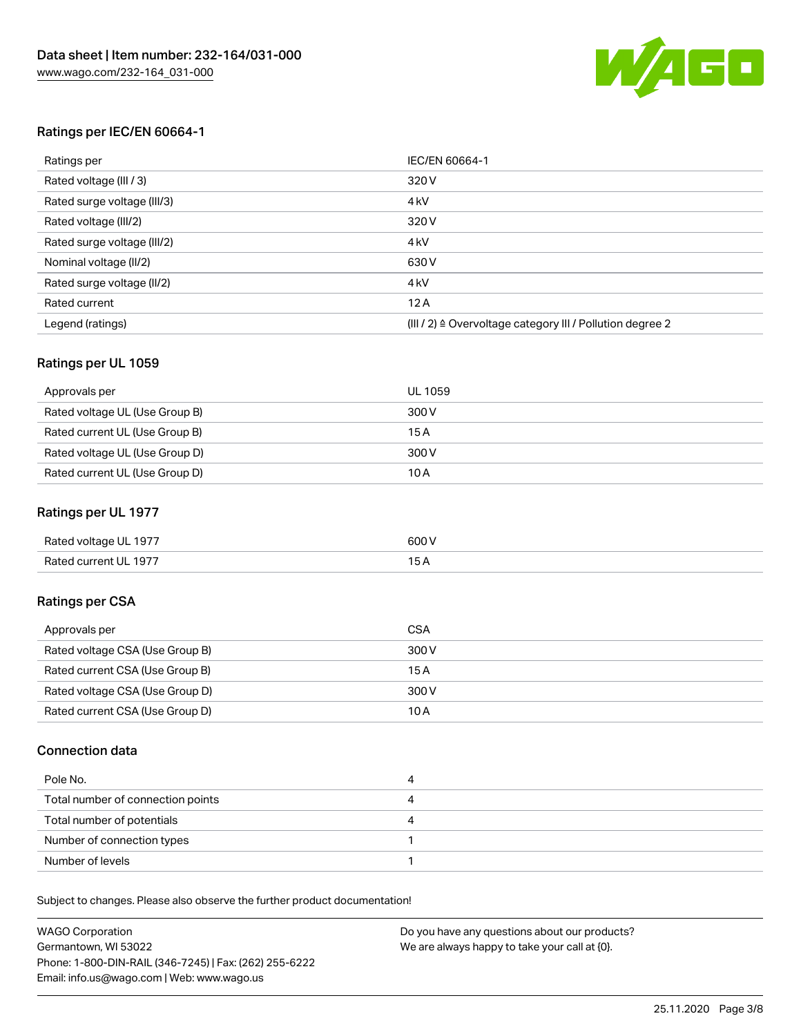## Ratings per IEC/EN 60664-1

| Ratings per | IEC/EN 60664-1 |
| --- | --- |
| Rated voltage (III / 3) | 320 V |
| Rated surge voltage (III/3) | 4 kV |
| Rated voltage (III/2) | 320 V |
| Rated surge voltage (III/2) | 4 kV |
| Nominal voltage (II/2) | 630 V |
| Rated surge voltage (II/2) | 4 kV |
| Rated current | 12 A |
| Legend (ratings) | (III / 2) ≙ Overvoltage category III / Pollution degree 2 |

## Ratings per UL 1059

| Approvals per | UL 1059 |
| --- | --- |
| Rated voltage UL (Use Group B) | 300 V |
| Rated current UL (Use Group B) | 15 A |
| Rated voltage UL (Use Group D) | 300 V |
| Rated current UL (Use Group D) | 10 A |

## Ratings per UL 1977

| Rated voltage UL 1977 | 600 V |
| --- | --- |
| Rated current UL 1977 | 15 A |

## Ratings per CSA

| Approvals per | CSA |
| --- | --- |
| Rated voltage CSA (Use Group B) | 300 V |
| Rated current CSA (Use Group B) | 15 A |
| Rated voltage CSA (Use Group D) | 300 V |
| Rated current CSA (Use Group D) | 10 A |

## Connection data

| Pole No. | 4 |
| --- | --- |
| Total number of connection points | 4 |
| Total number of potentials | 4 |
| Number of connection types | 1 |
| Number of levels | 1 |

Subject to changes. Please also observe the further product documentation!

WAGO Corporation
Germantown, WI 53022
Phone: 1-800-DIN-RAIL (346-7245) | Fax: (262) 255-6222
Email: info.us@wago.com | Web: www.wago.us

Do you have any questions about our products?
We are always happy to take your call at {0}.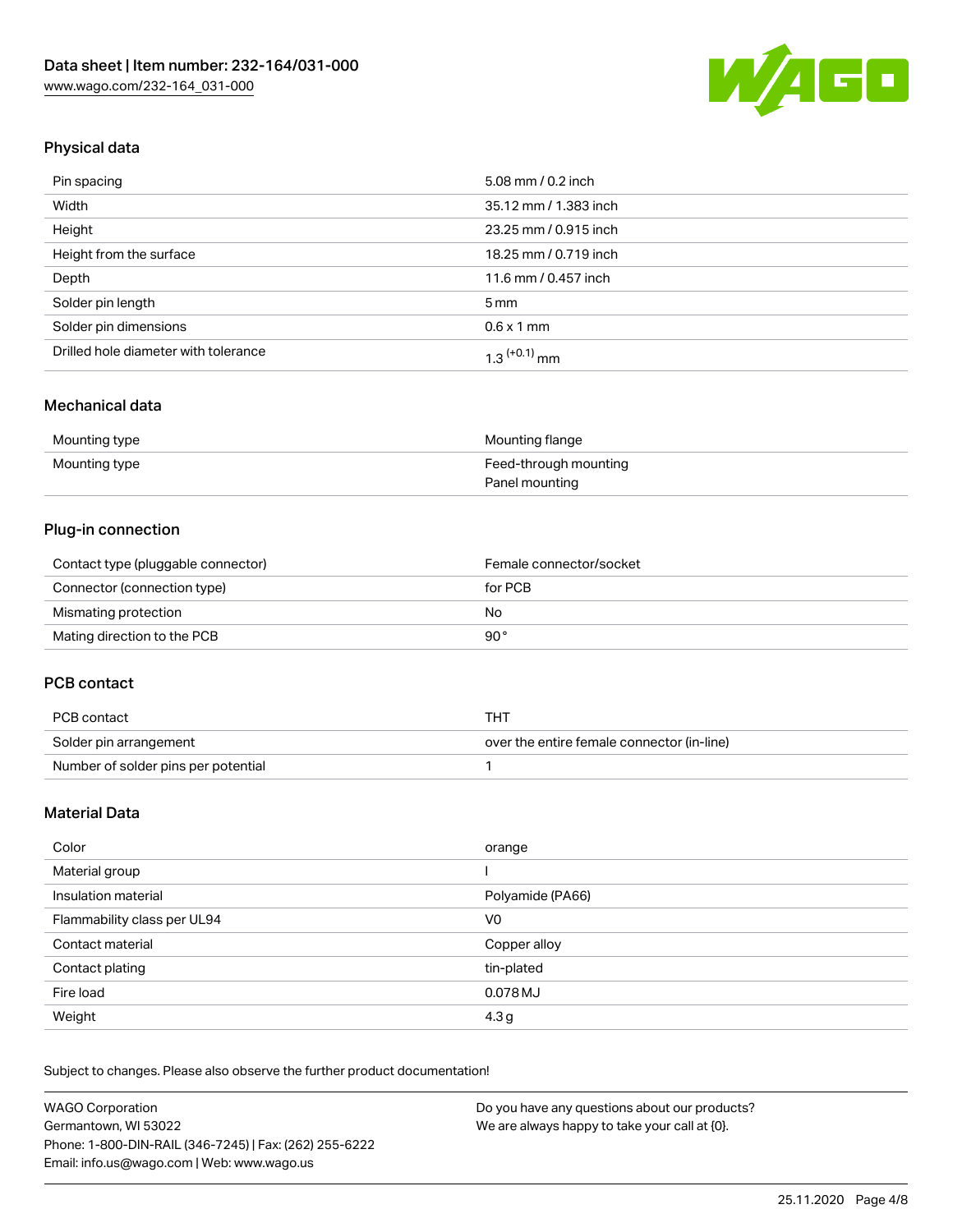## Physical data

| | |
|---|---|
| Pin spacing | 5.08 mm / 0.2 inch |
| Width | 35.12 mm / 1.383 inch |
| Height | 23.25 mm / 0.915 inch |
| Height from the surface | 18.25 mm / 0.719 inch |
| Depth | 11.6 mm / 0.457 inch |
| Solder pin length | 5 mm |
| Solder pin dimensions | 0.6 x 1 mm |
| Drilled hole diameter with tolerance | $1.3^{(+0.1)}$ mm |

## Mechanical data

| | |
|---|---|
| Mounting type | Mounting flange |
| Mounting type | Feed-through mounting<br>Panel mounting |

## Plug-in connection

| | |
|---|---|
| Contact type (pluggable connector) | Female connector/socket |
| Connector (connection type) | for PCB |
| Mismating protection | No |
| Mating direction to the PCB | 90 ° |

## PCB contact

| | |
|---|---|
| PCB contact | THT |
| Solder pin arrangement | over the entire female connector (in-line) |
| Number of solder pins per potential | 1 |

## Material Data

| | |
|---|---|
| Color | orange |
| Material group | I |
| Insulation material | Polyamide (PA66) |
| Flammability class per UL94 | V0 |
| Contact material | Copper alloy |
| Contact plating | tin-plated |
| Fire load | 0.078 MJ |
| Weight | 4.3 g |

Subject to changes. Please also observe the further product documentation!

WAGO Corporation
Germantown, WI 53022
Phone: 1-800-DIN-RAIL (346-7245) | Fax: (262) 255-6222
Email: info.us@wago.com | Web: www.wago.us

Do you have any questions about our products?
We are always happy to take your call at {0}.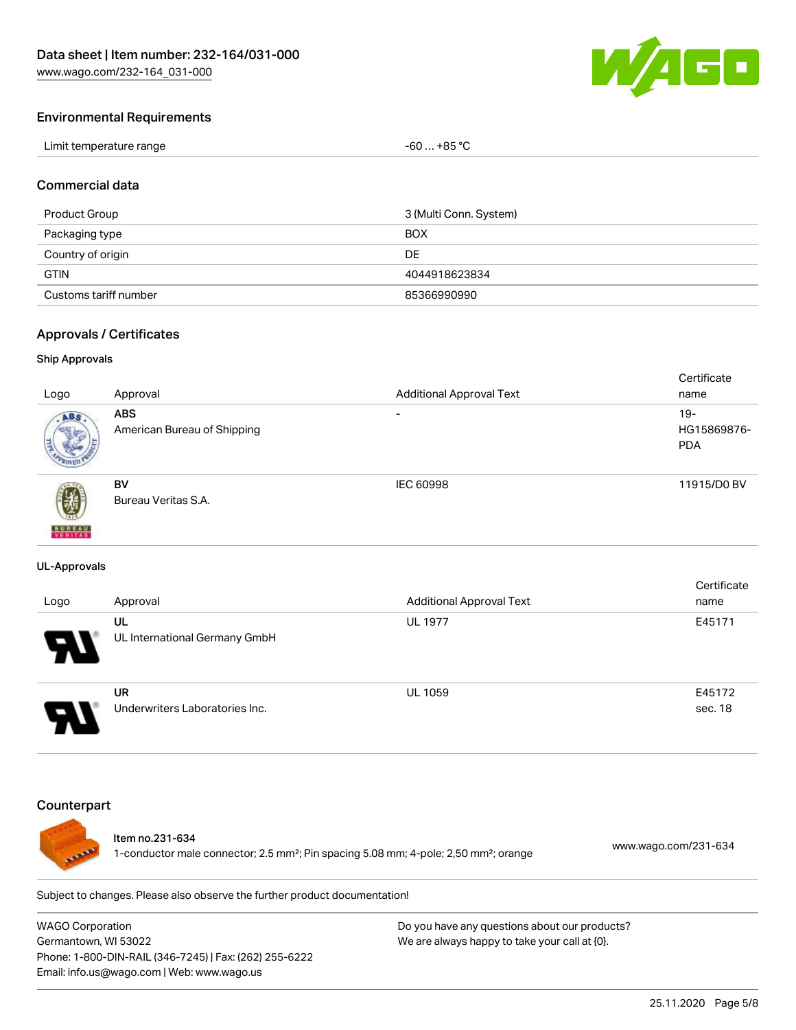## Environmental Requirements

| Limit temperature range | -60 … +85 °C |
|---|---|

## Commercial data

| Product Group | 3 (Multi Conn. System) |
|---|---|
| Packaging type | BOX |
| Country of origin | DE |
| GTIN | 4044918623834 |
| Customs tariff number | 85366990990 |

## Approvals / Certificates

### Ship Approvals

| Logo | Approval | Additional Approval Text | Certificate name |
|---|---|---|---|
| | **ABS** American Bureau of Shipping | - | 19-HG15869876-PDA |
| | **BV** Bureau Veritas S.A. | IEC 60998 | 11915/D0 BV |

### UL-Approvals

| Logo | Approval | Additional Approval Text | Certificate name |
|---|---|---|---|
| | **UL** UL International Germany GmbH | UL 1977 | E45171 |
| | **UR** Underwriters Laboratories Inc. | UL 1059 | E45172 sec. 18 |

## Counterpart

Item no.231-634
1-conductor male connector; 2.5 mm²; Pin spacing 5.08 mm; 4-pole; 2,50 mm²; orange

www.wago.com/231-634

Subject to changes. Please also observe the further product documentation!

WAGO Corporation
Germantown, WI 53022
Phone: 1-800-DIN-RAIL (346-7245) | Fax: (262) 255-6222
Email: info.us@wago.com | Web: www.wago.us

Do you have any questions about our products?
We are always happy to take your call at {0}.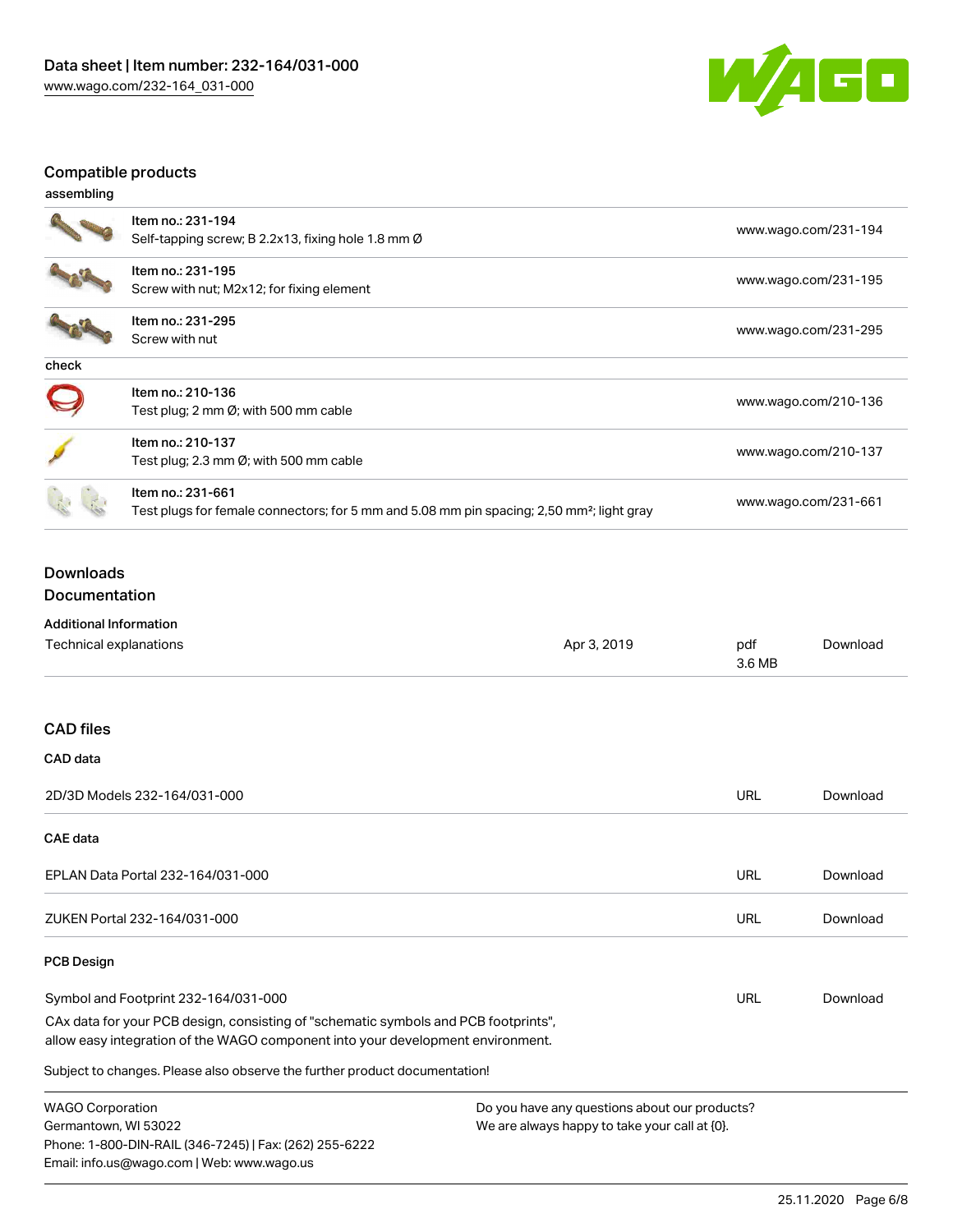## Compatible products

### assembling

| | | |
|---|---|---|
| | Item no.: 231-194<br>Self-tapping screw; B 2.2x13, fixing hole 1.8 mm Ø | www.wago.com/231-194 |
| | Item no.: 231-195<br>Screw with nut; M2x12; for fixing element | www.wago.com/231-195 |
| | Item no.: 231-295<br>Screw with nut | www.wago.com/231-295 |

### check

| | | |
|---|---|---|
| | Item no.: 210-136<br>Test plug; 2 mm Ø; with 500 mm cable | www.wago.com/210-136 |
| | Item no.: 210-137<br>Test plug; 2.3 mm Ø; with 500 mm cable | www.wago.com/210-137 |
| | Item no.: 231-661<br>Test plugs for female connectors; for 5 mm and 5.08 mm pin spacing; 2,50 mm²; light gray | www.wago.com/231-661 |

## Downloads

### Documentation

**Additional Information**

| | | | |
|---|---|---|---|
| Technical explanations | Apr 3, 2019 | pdf<br>3.6 MB | Download |

## CAD files

**CAD data**

| | | |
|---|---|---|
| 2D/3D Models 232-164/031-000 | URL | Download |

**CAE data**

| | | |
|---|---|---|
| EPLAN Data Portal 232-164/031-000 | URL | Download |
| ZUKEN Portal 232-164/031-000 | URL | Download |

**PCB Design**

| | | |
|---|---|---|
| Symbol and Footprint 232-164/031-000 | URL | Download |

CAx data for your PCB design, consisting of "schematic symbols and PCB footprints", allow easy integration of the WAGO component into your development environment.

Subject to changes. Please also observe the further product documentation!

WAGO Corporation
Germantown, WI 53022
Phone: 1-800-DIN-RAIL (346-7245) | Fax: (262) 255-6222
Email: info.us@wago.com | Web: www.wago.us

Do you have any questions about our products?
We are always happy to take your call at {0}.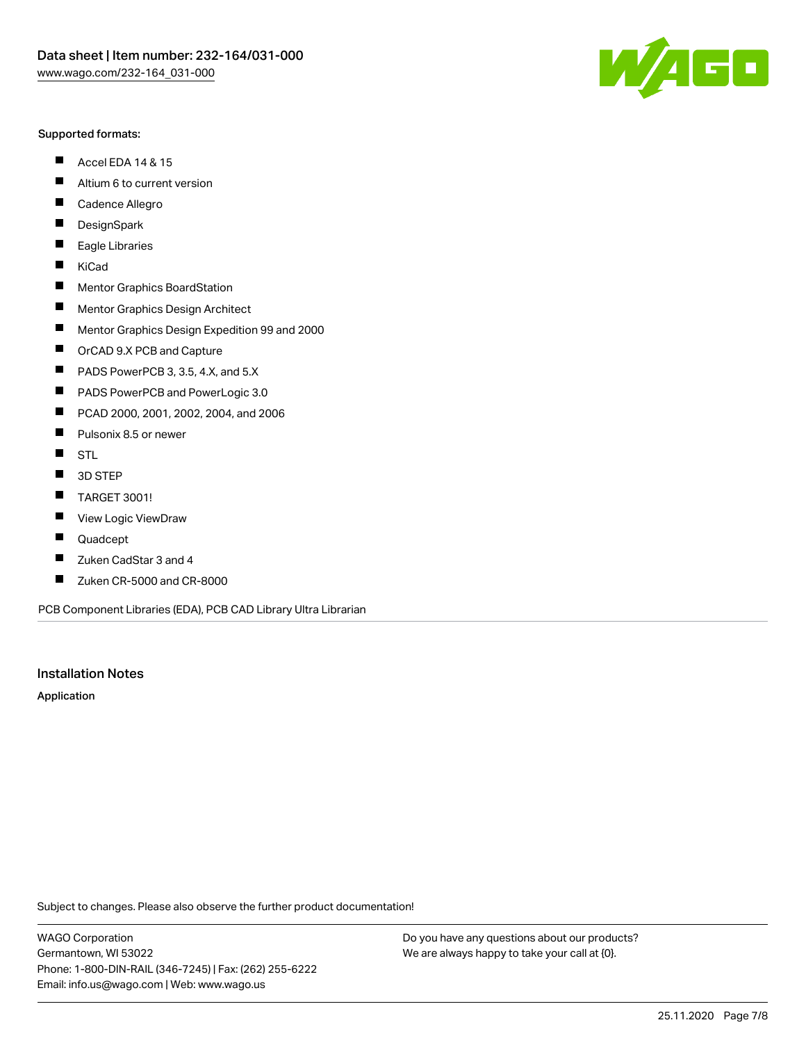Supported formats:

- Accel EDA 14 & 15
- Altium 6 to current version
- Cadence Allegro
- DesignSpark
- Eagle Libraries
- KiCad
- Mentor Graphics BoardStation
- Mentor Graphics Design Architect
- Mentor Graphics Design Expedition 99 and 2000
- OrCAD 9.X PCB and Capture
- PADS PowerPCB 3, 3.5, 4.X, and 5.X
- PADS PowerPCB and PowerLogic 3.0
- PCAD 2000, 2001, 2002, 2004, and 2006
- Pulsonix 8.5 or newer
- STL
- 3D STEP
- TARGET 3001!
- View Logic ViewDraw
- Quadcept
- Zuken CadStar 3 and 4
- Zuken CR-5000 and CR-8000

PCB Component Libraries (EDA), PCB CAD Library Ultra Librarian

## Installation Notes

**Application**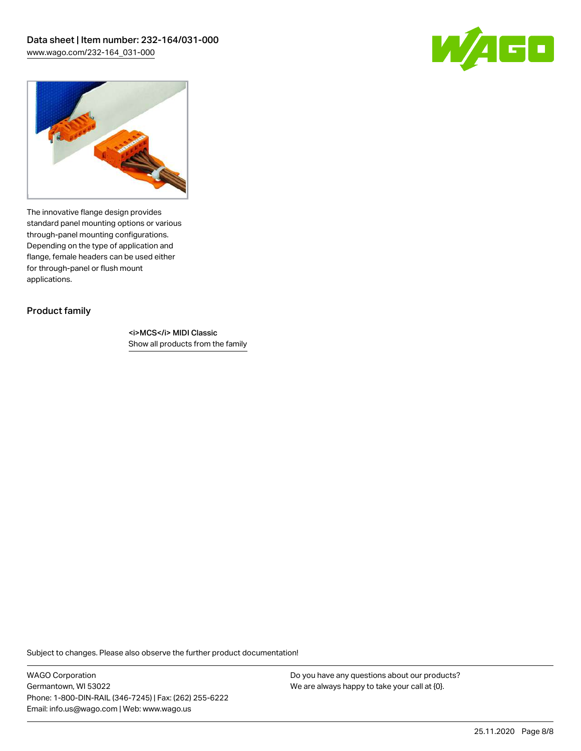The innovative flange design provides standard panel mounting options or various through-panel mounting configurations. Depending on the type of application and flange, female headers can be used either for through-panel or flush mount applications.

## Product family

<i>MCS</i> MIDI Classic
Show all products from the family

Subject to changes. Please also observe the further product documentation!

WAGO Corporation
Germantown, WI 53022
Phone: 1-800-DIN-RAIL (346-7245) | Fax: (262) 255-6222
Email: info.us@wago.com | Web: www.wago.us

Do you have any questions about our products?
We are always happy to take your call at {0}.